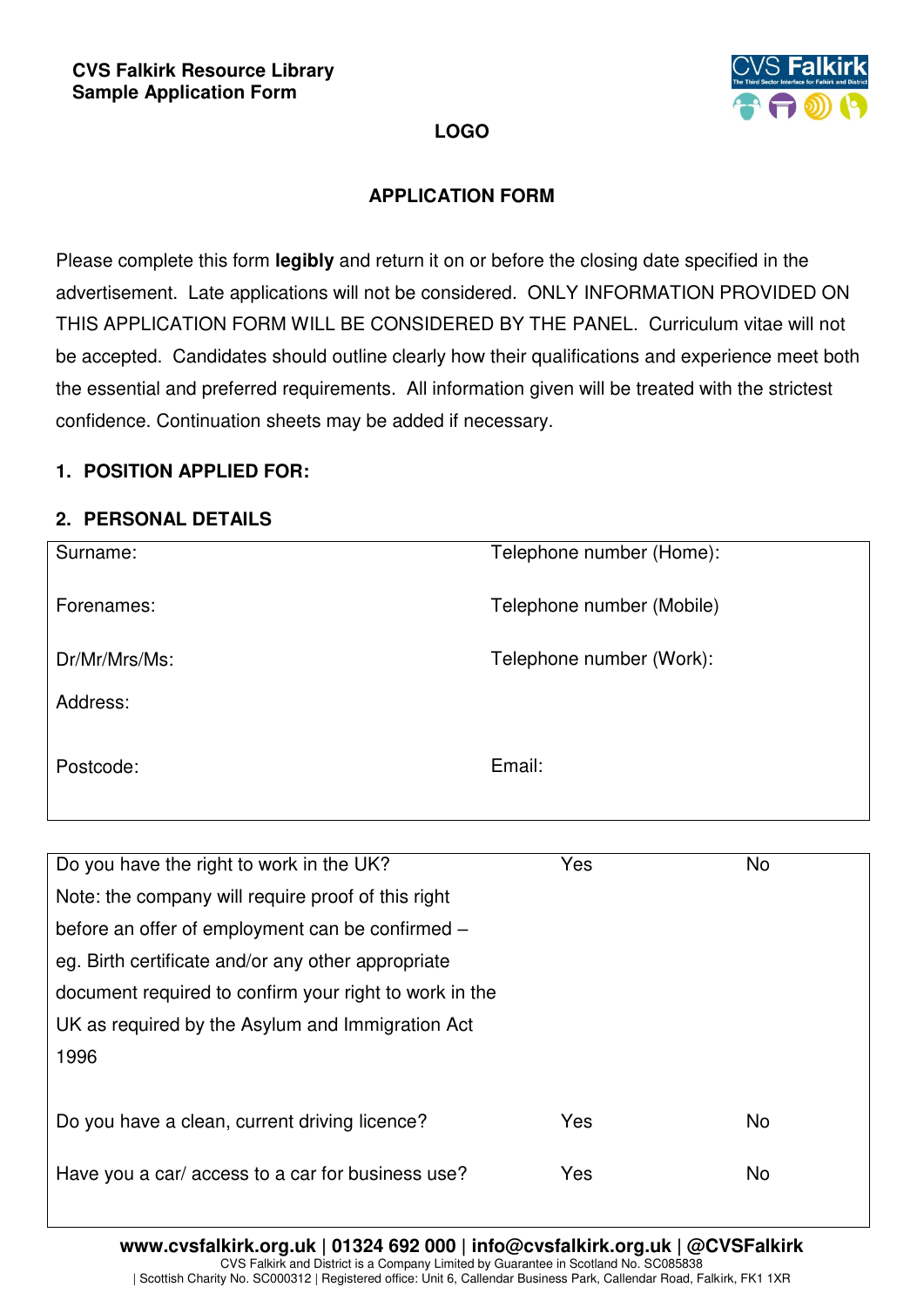**CVS Falkirk Resource Library**
**Sample Application Form**

**LOGO**

## APPLICATION FORM

Please complete this form **legibly** and return it on or before the closing date specified in the advertisement. Late applications will not be considered. ONLY INFORMATION PROVIDED ON THIS APPLICATION FORM WILL BE CONSIDERED BY THE PANEL. Curriculum vitae will not be accepted. Candidates should outline clearly how their qualifications and experience meet both the essential and preferred requirements. All information given will be treated with the strictest confidence. Continuation sheets may be added if necessary.

### 1. POSITION APPLIED FOR:

### 2. PERSONAL DETAILS

| | |
|---|---|
| Surname: | Telephone number (Home): |
| Forenames: | Telephone number (Mobile) |
| Dr/Mr/Mrs/Ms: | Telephone number (Work): |
| Address: | |
| Postcode: | Email: |

| | | |
|---|---|---|
| Do you have the right to work in the UK? Note: the company will require proof of this right before an offer of employment can be confirmed – eg. Birth certificate and/or any other appropriate document required to confirm your right to work in the UK as required by the Asylum and Immigration Act 1996 | Yes | No |
| Do you have a clean, current driving licence? | Yes | No |
| Have you a car/ access to a car for business use? | Yes | No |

**www.cvsfalkirk.org.uk | 01324 692 000 | info@cvsfalkirk.org.uk | @CVSFalkirk**
CVS Falkirk and District is a Company Limited by Guarantee in Scotland No. SC085838
| Scottish Charity No. SC000312 | Registered office: Unit 6, Callendar Business Park, Callendar Road, Falkirk, FK1 1XR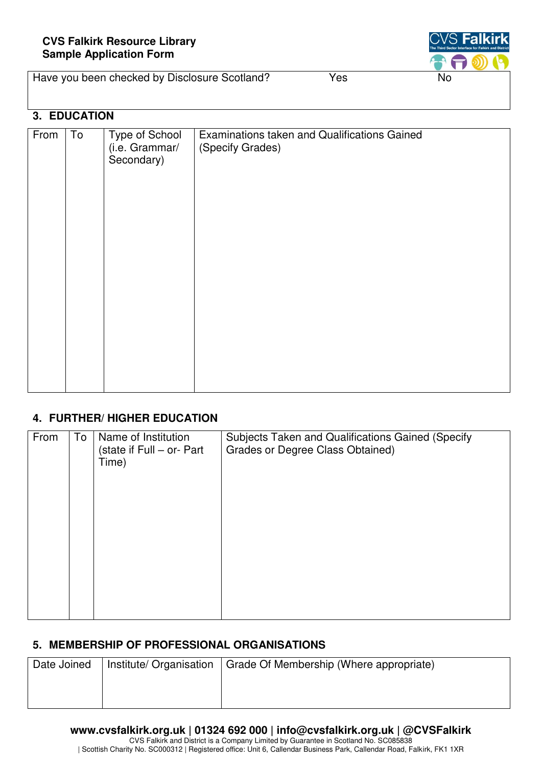| Have you been checked by Disclosure Scotland? | Yes | No |
|---|---|---|
| | | |

## 3. EDUCATION

| From | To | Type of School (i.e. Grammar/ Secondary) | Examinations taken and Qualifications Gained (Specify Grades) |
|---|---|---|---|
| | | | |

## 4. FURTHER/ HIGHER EDUCATION

| From | To | Name of Institution (state if Full – or- Part Time) | Subjects Taken and Qualifications Gained (Specify Grades or Degree Class Obtained) |
|---|---|---|---|
| | | | |

## 5. MEMBERSHIP OF PROFESSIONAL ORGANISATIONS

| Date Joined | Institute/ Organisation | Grade Of Membership (Where appropriate) |
|---|---|---|
| | | |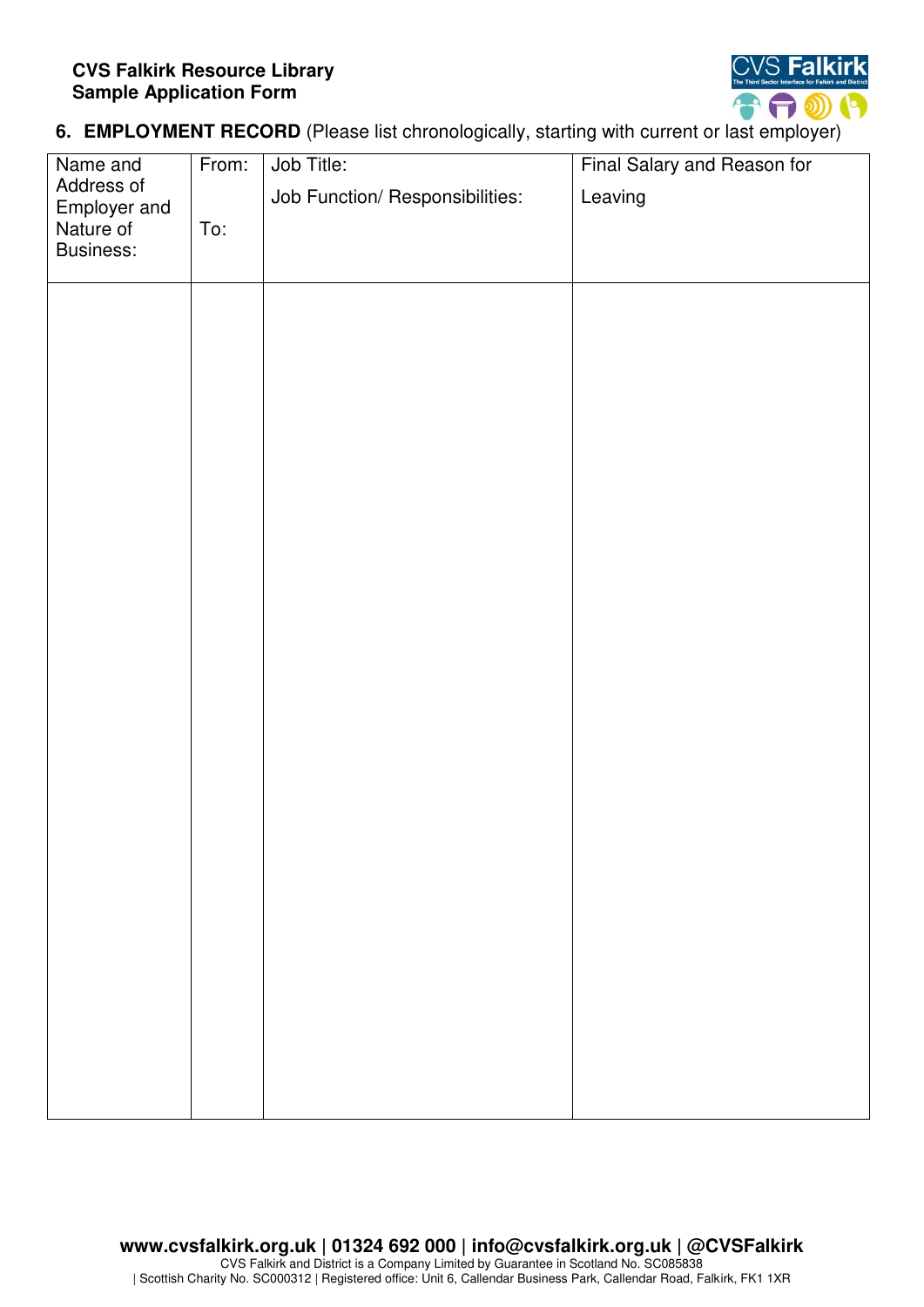**CVS Falkirk Resource Library**
**Sample Application Form**

## 6. EMPLOYMENT RECORD (Please list chronologically, starting with current or last employer)

| Name and Address of Employer and Nature of Business: | From:<br><br>To: | Job Title:<br><br>Job Function/ Responsibilities: | Final Salary and Reason for Leaving |
|---|---|---|---|
| | | | |

**www.cvsfalkirk.org.uk | 01324 692 000 | info@cvsfalkirk.org.uk | @CVSFalkirk**
CVS Falkirk and District is a Company Limited by Guarantee in Scotland No. SC085838
| Scottish Charity No. SC000312 | Registered office: Unit 6, Callendar Business Park, Callendar Road, Falkirk, FK1 1XR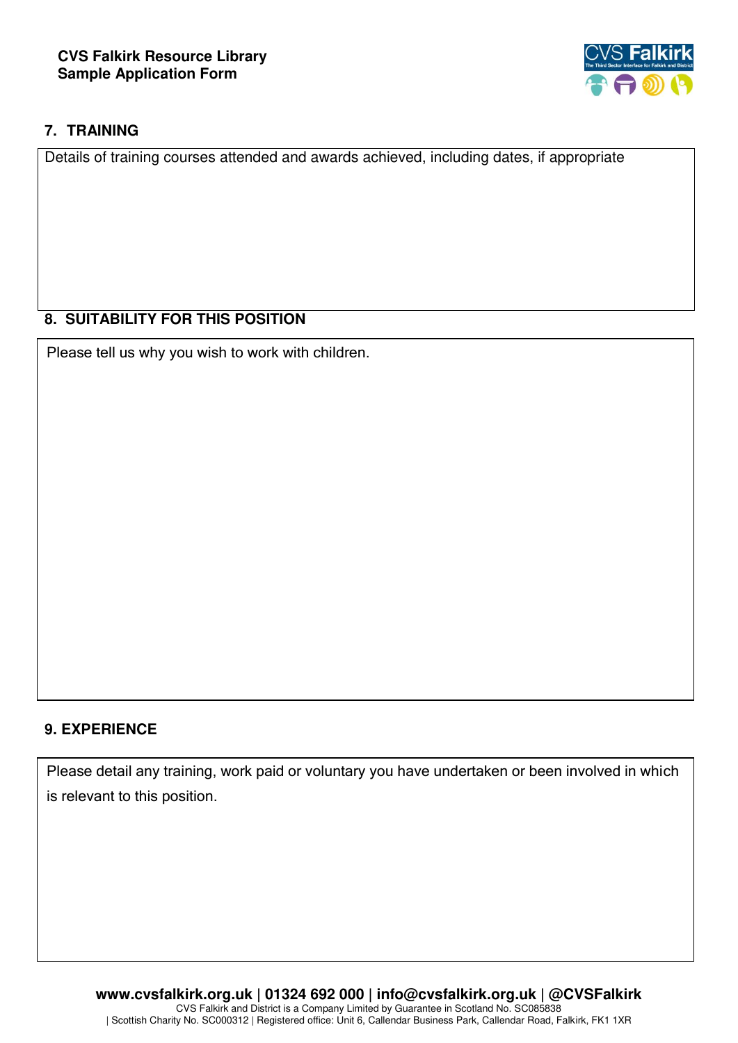## 7. TRAINING

Details of training courses attended and awards achieved, including dates, if appropriate

## 8. SUITABILITY FOR THIS POSITION

Please tell us why you wish to work with children.

## 9. EXPERIENCE

Please detail any training, work paid or voluntary you have undertaken or been involved in which is relevant to this position.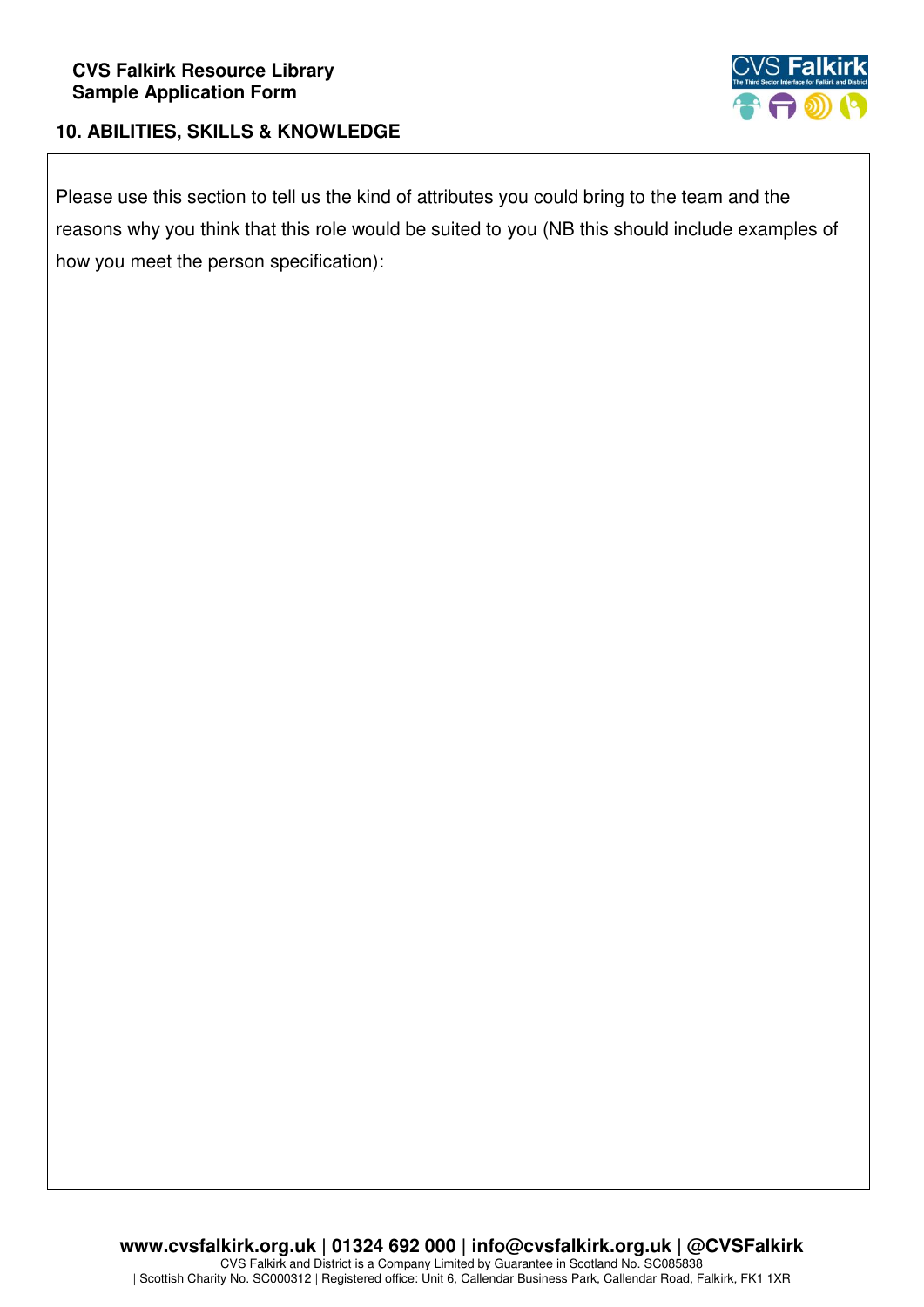**CVS Falkirk Resource Library**
**Sample Application Form**

## 10. ABILITIES, SKILLS & KNOWLEDGE

Please use this section to tell us the kind of attributes you could bring to the team and the reasons why you think that this role would be suited to you (NB this should include examples of how you meet the person specification):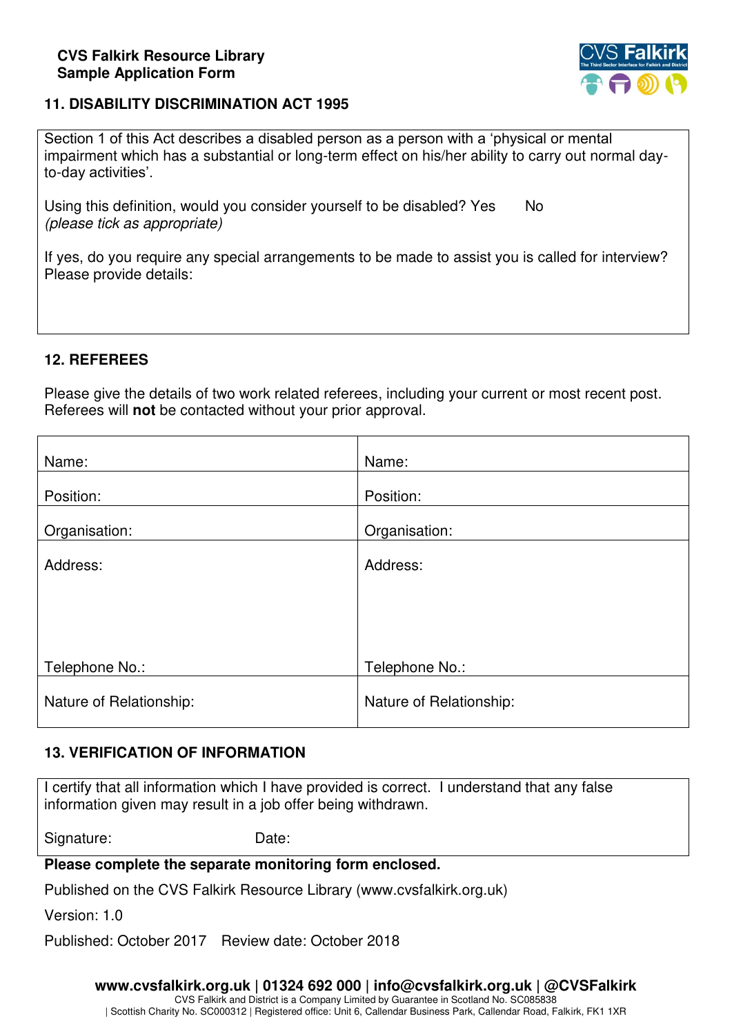**CVS Falkirk Resource Library**
**Sample Application Form**

## 11. DISABILITY DISCRIMINATION ACT 1995

Section 1 of this Act describes a disabled person as a person with a 'physical or mental impairment which has a substantial or long-term effect on his/her ability to carry out normal day-to-day activities'.

Using this definition, would you consider yourself to be disabled? Yes No
*(please tick as appropriate)*

If yes, do you require any special arrangements to be made to assist you is called for interview? Please provide details:

## 12. REFEREES

Please give the details of two work related referees, including your current or most recent post. Referees will **not** be contacted without your prior approval.

| | |
|---|---|
| Name: | Name: |
| Position: | Position: |
| Organisation: | Organisation: |
| Address:<br><br><br><br>Telephone No.: | Address:<br><br><br><br>Telephone No.: |
| Nature of Relationship: | Nature of Relationship: |

## 13. VERIFICATION OF INFORMATION

I certify that all information which I have provided is correct. I understand that any false information given may result in a job offer being withdrawn.

Signature: Date:

**Please complete the separate monitoring form enclosed.**

Published on the CVS Falkirk Resource Library (www.cvsfalkirk.org.uk)

Version: 1.0

Published: October 2017 Review date: October 2018

**www.cvsfalkirk.org.uk | 01324 692 000 | info@cvsfalkirk.org.uk | @CVSFalkirk**
CVS Falkirk and District is a Company Limited by Guarantee in Scotland No. SC085838
| Scottish Charity No. SC000312 | Registered office: Unit 6, Callendar Business Park, Callendar Road, Falkirk, FK1 1XR